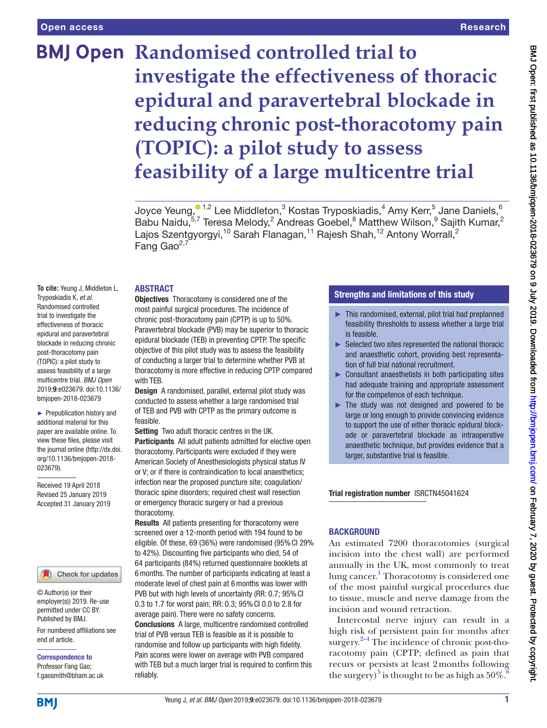# Randomised controlled trial to investigate the effectiveness of thoracic epidural and paravertebral blockade in reducing chronic post-thoracotomy pain (TOPIC): a pilot study to assess feasibility of a large multicentre trial

Joyce Yeung,[1,2] Lee Middleton,[3] Kostas Tryposkiadis,[4] Amy Kerr,[5] Jane Daniels,[6] Babu Naidu,[5,7] Teresa Melody,[2] Andreas Goebel,[8] Matthew Wilson,[9] Sajith Kumar,[2] Lajos Szentgyorgyi,[10] Sarah Flanagan,[11] Rajesh Shah,[12] Antony Worrall,[2] Fang Gao[2,7]

**To cite:** Yeung J, Middleton L, Tryposkiadis K, *et al*. Randomised controlled trial to investigate the effectiveness of thoracic epidural and paravertebral blockade in reducing chronic post-thoracotomy pain (TOPIC): a pilot study to assess feasibility of a large multicentre trial. *BMJ Open* 2019;**9**:e023679. doi:10.1136/bmjopen-2018-023679

► Prepublication history and additional material for this paper are available online. To view these files, please visit the journal online (http://dx.doi.org/10.1136/bmjopen-2018-023679).

Received 19 April 2018
Revised 25 January 2019
Accepted 31 January 2019

© Author(s) (or their employer(s)) 2019. Re-use permitted under CC BY. Published by BMJ.

For numbered affiliations see end of article.

**Correspondence to**
Professor Fang Gao; f.gaosmith@bham.ac.uk

## ABSTRACT

**Objectives** Thoracotomy is considered one of the most painful surgical procedures. The incidence of chronic post-thoracotomy pain (CPTP) is up to 50%. Paravertebral blockade (PVB) may be superior to thoracic epidural blockade (TEB) in preventing CPTP. The specific objective of this pilot study was to assess the feasibility of conducting a larger trial to determine whether PVB at thoracotomy is more effective in reducing CPTP compared with TEB.

**Design** A randomised, parallel, external pilot study was conducted to assess whether a large randomised trial of TEB and PVB with CPTP as the primary outcome is feasible.

**Setting** Two adult thoracic centres in the UK.

**Participants** All adult patients admitted for elective open thoracotomy. Participants were excluded if they were American Society of Anesthesiologists physical status IV or V; or if there is contraindication to local anaesthetics; infection near the proposed puncture site; coagulation/thoracic spine disorders; required chest wall resection or emergency thoracic surgery or had a previous thoracotomy.

**Results** All patients presenting for thoracotomy were screened over a 12-month period with 194 found to be eligible. Of these, 69 (36%) were randomised (95% CI 29% to 42%). Discounting five participants who died, 54 of 64 participants (84%) returned questionnaire booklets at 6 months. The number of participants indicating at least a moderate level of chest pain at 6 months was lower with PVB but with high levels of uncertainty (RR: 0.7; 95% CI 0.3 to 1.7 for worst pain; RR: 0.3; 95% CI 0.0 to 2.8 for average pain). There were no safety concerns.

**Conclusions** A large, multicentre randomised controlled trial of PVB versus TEB is feasible as it is possible to randomise and follow up participants with high fidelity. Pain scores were lower on average with PVB compared with TEB but a much larger trial is required to confirm this reliably.

## Strengths and limitations of this study

- ► This randomised, external, pilot trial had preplanned feasibility thresholds to assess whether a large trial is feasible.
- ► Selected two sites represented the national thoracic and anaesthetic cohort, providing best representation of full trial national recruitment.
- ► Consultant anaesthetists in both participating sites had adequate training and appropriate assessment for the competence of each technique.
- ► The study was not designed and powered to be large or long enough to provide convincing evidence to support the use of either thoracic epidural blockade or paravertebral blockade as intraoperative anaesthetic technique, but provides evidence that a larger, substantive trial is feasible.

**Trial registration number** ISRCTN45041624

## BACKGROUND

An estimated 7200 thoracotomies (surgical incision into the chest wall) are performed annually in the UK, most commonly to treat lung cancer.[1] Thoracotomy is considered one of the most painful surgical procedures due to tissue, muscle and nerve damage from the incision and wound retraction.

Intercostal nerve injury can result in a high risk of persistent pain for months after surgery.[2–4] The incidence of chronic post-thoracotomy pain (CPTP; defined as pain that recurs or persists at least 2 months following the surgery)[5] is thought to be as high as 50%.[6]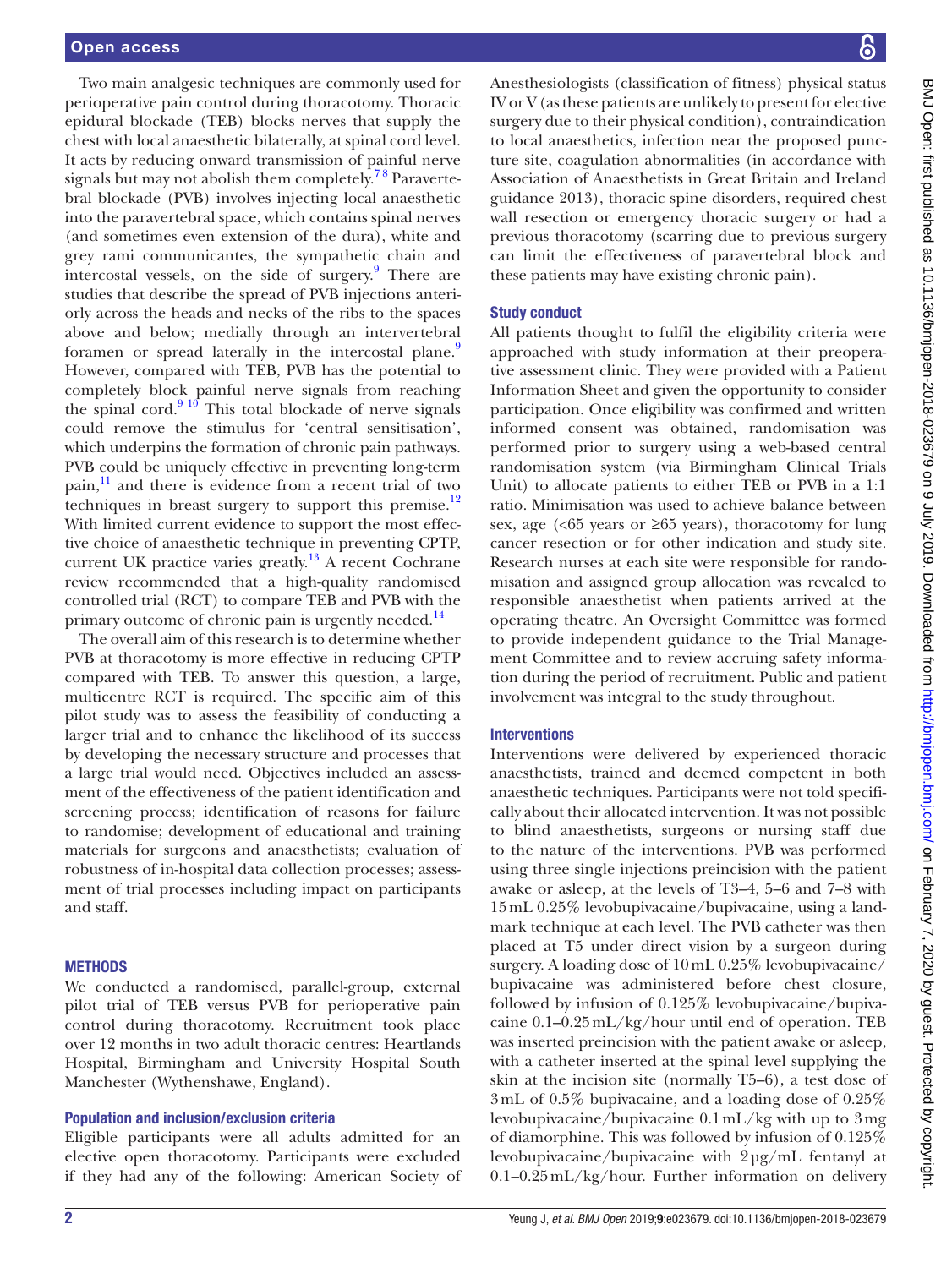Two main analgesic techniques are commonly used for perioperative pain control during thoracotomy. Thoracic epidural blockade (TEB) blocks nerves that supply the chest with local anaesthetic bilaterally, at spinal cord level. It acts by reducing onward transmission of painful nerve signals but may not abolish them completely.[7,8] Paravertebral blockade (PVB) involves injecting local anaesthetic into the paravertebral space, which contains spinal nerves (and sometimes even extension of the dura), white and grey rami communicantes, the sympathetic chain and intercostal vessels, on the side of surgery.[9] There are studies that describe the spread of PVB injections anteriorly across the heads and necks of the ribs to the spaces above and below; medially through an intervertebral foramen or spread laterally in the intercostal plane.[9] However, compared with TEB, PVB has the potential to completely block painful nerve signals from reaching the spinal cord.[9,10] This total blockade of nerve signals could remove the stimulus for 'central sensitisation', which underpins the formation of chronic pain pathways. PVB could be uniquely effective in preventing long-term pain,[11] and there is evidence from a recent trial of two techniques in breast surgery to support this premise.[12] With limited current evidence to support the most effective choice of anaesthetic technique in preventing CPTP, current UK practice varies greatly.[13] A recent Cochrane review recommended that a high-quality randomised controlled trial (RCT) to compare TEB and PVB with the primary outcome of chronic pain is urgently needed.[14]

The overall aim of this research is to determine whether PVB at thoracotomy is more effective in reducing CPTP compared with TEB. To answer this question, a large, multicentre RCT is required. The specific aim of this pilot study was to assess the feasibility of conducting a larger trial and to enhance the likelihood of its success by developing the necessary structure and processes that a large trial would need. Objectives included an assessment of the effectiveness of the patient identification and screening process; identification of reasons for failure to randomise; development of educational and training materials for surgeons and anaesthetists; evaluation of robustness of in-hospital data collection processes; assessment of trial processes including impact on participants and staff.

## METHODS

We conducted a randomised, parallel-group, external pilot trial of TEB versus PVB for perioperative pain control during thoracotomy. Recruitment took place over 12 months in two adult thoracic centres: Heartlands Hospital, Birmingham and University Hospital South Manchester (Wythenshawe, England).

### Population and inclusion/exclusion criteria

Eligible participants were all adults admitted for an elective open thoracotomy. Participants were excluded if they had any of the following: American Society of Anesthesiologists (classification of fitness) physical status IV or V (as these patients are unlikely to present for elective surgery due to their physical condition), contraindication to local anaesthetics, infection near the proposed puncture site, coagulation abnormalities (in accordance with Association of Anaesthetists in Great Britain and Ireland guidance 2013), thoracic spine disorders, required chest wall resection or emergency thoracic surgery or had a previous thoracotomy (scarring due to previous surgery can limit the effectiveness of paravertebral block and these patients may have existing chronic pain).

### Study conduct

All patients thought to fulfil the eligibility criteria were approached with study information at their preoperative assessment clinic. They were provided with a Patient Information Sheet and given the opportunity to consider participation. Once eligibility was confirmed and written informed consent was obtained, randomisation was performed prior to surgery using a web-based central randomisation system (via Birmingham Clinical Trials Unit) to allocate patients to either TEB or PVB in a 1:1 ratio. Minimisation was used to achieve balance between sex, age (<65 years or ≥65 years), thoracotomy for lung cancer resection or for other indication and study site. Research nurses at each site were responsible for randomisation and assigned group allocation was revealed to responsible anaesthetist when patients arrived at the operating theatre. An Oversight Committee was formed to provide independent guidance to the Trial Management Committee and to review accruing safety information during the period of recruitment. Public and patient involvement was integral to the study throughout.

### Interventions

Interventions were delivered by experienced thoracic anaesthetists, trained and deemed competent in both anaesthetic techniques. Participants were not told specifically about their allocated intervention. It was not possible to blind anaesthetists, surgeons or nursing staff due to the nature of the interventions. PVB was performed using three single injections preincision with the patient awake or asleep, at the levels of T3–4, 5–6 and 7–8 with 15 mL 0.25% levobupivacaine/bupivacaine, using a landmark technique at each level. The PVB catheter was then placed at T5 under direct vision by a surgeon during surgery. A loading dose of 10 mL 0.25% levobupivacaine/bupivacaine was administered before chest closure, followed by infusion of 0.125% levobupivacaine/bupivacaine 0.1–0.25 mL/kg/hour until end of operation. TEB was inserted preincision with the patient awake or asleep, with a catheter inserted at the spinal level supplying the skin at the incision site (normally T5–6), a test dose of 3 mL of 0.5% bupivacaine, and a loading dose of 0.25% levobupivacaine/bupivacaine 0.1 mL/kg with up to 3 mg of diamorphine. This was followed by infusion of 0.125% levobupivacaine/bupivacaine with 2 μg/mL fentanyl at 0.1–0.25 mL/kg/hour. Further information on delivery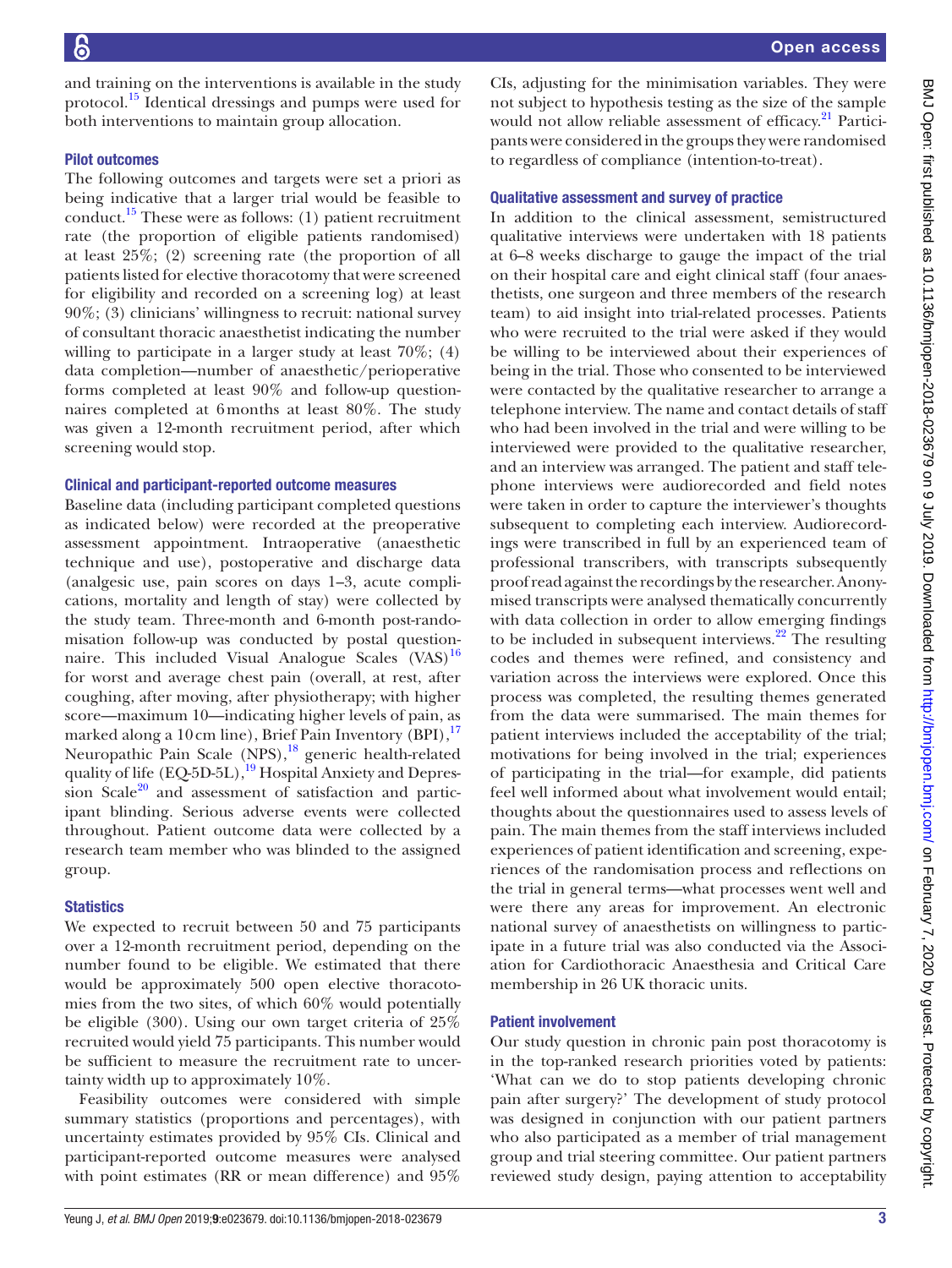and training on the interventions is available in the study protocol.[15] Identical dressings and pumps were used for both interventions to maintain group allocation.

### Pilot outcomes

The following outcomes and targets were set a priori as being indicative that a larger trial would be feasible to conduct.[15] These were as follows: (1) patient recruitment rate (the proportion of eligible patients randomised) at least 25%; (2) screening rate (the proportion of all patients listed for elective thoracotomy that were screened for eligibility and recorded on a screening log) at least 90%; (3) clinicians' willingness to recruit: national survey of consultant thoracic anaesthetist indicating the number willing to participate in a larger study at least 70%; (4) data completion—number of anaesthetic/perioperative forms completed at least 90% and follow-up questionnaires completed at 6 months at least 80%. The study was given a 12-month recruitment period, after which screening would stop.

### Clinical and participant-reported outcome measures

Baseline data (including participant completed questions as indicated below) were recorded at the preoperative assessment appointment. Intraoperative (anaesthetic technique and use), postoperative and discharge data (analgesic use, pain scores on days 1–3, acute complications, mortality and length of stay) were collected by the study team. Three-month and 6-month post-randomisation follow-up was conducted by postal questionnaire. This included Visual Analogue Scales (VAS)[16] for worst and average chest pain (overall, at rest, after coughing, after moving, after physiotherapy; with higher score—maximum 10—indicating higher levels of pain, as marked along a 10 cm line), Brief Pain Inventory (BPI),[17] Neuropathic Pain Scale (NPS),[18] generic health-related quality of life (EQ-5D-5L),[19] Hospital Anxiety and Depression Scale[20] and assessment of satisfaction and participant blinding. Serious adverse events were collected throughout. Patient outcome data were collected by a research team member who was blinded to the assigned group.

### Statistics

We expected to recruit between 50 and 75 participants over a 12-month recruitment period, depending on the number found to be eligible. We estimated that there would be approximately 500 open elective thoracotomies from the two sites, of which 60% would potentially be eligible (300). Using our own target criteria of 25% recruited would yield 75 participants. This number would be sufficient to measure the recruitment rate to uncertainty width up to approximately 10%.

Feasibility outcomes were considered with simple summary statistics (proportions and percentages), with uncertainty estimates provided by 95% CIs. Clinical and participant-reported outcome measures were analysed with point estimates (RR or mean difference) and 95% CIs, adjusting for the minimisation variables. They were not subject to hypothesis testing as the size of the sample would not allow reliable assessment of efficacy.[21] Participants were considered in the groups they were randomised to regardless of compliance (intention-to-treat).

### Qualitative assessment and survey of practice

In addition to the clinical assessment, semistructured qualitative interviews were undertaken with 18 patients at 6–8 weeks discharge to gauge the impact of the trial on their hospital care and eight clinical staff (four anaesthetists, one surgeon and three members of the research team) to aid insight into trial-related processes. Patients who were recruited to the trial were asked if they would be willing to be interviewed about their experiences of being in the trial. Those who consented to be interviewed were contacted by the qualitative researcher to arrange a telephone interview. The name and contact details of staff who had been involved in the trial and were willing to be interviewed were provided to the qualitative researcher, and an interview was arranged. The patient and staff telephone interviews were audiorecorded and field notes were taken in order to capture the interviewer's thoughts subsequent to completing each interview. Audiorecordings were transcribed in full by an experienced team of professional transcribers, with transcripts subsequently proofread against the recordings by the researcher. Anonymised transcripts were analysed thematically concurrently with data collection in order to allow emerging findings to be included in subsequent interviews.[22] The resulting codes and themes were refined, and consistency and variation across the interviews were explored. Once this process was completed, the resulting themes generated from the data were summarised. The main themes for patient interviews included the acceptability of the trial; motivations for being involved in the trial; experiences of participating in the trial—for example, did patients feel well informed about what involvement would entail; thoughts about the questionnaires used to assess levels of pain. The main themes from the staff interviews included experiences of patient identification and screening, experiences of the randomisation process and reflections on the trial in general terms—what processes went well and were there any areas for improvement. An electronic national survey of anaesthetists on willingness to participate in a future trial was also conducted via the Association for Cardiothoracic Anaesthesia and Critical Care membership in 26 UK thoracic units.

### Patient involvement

Our study question in chronic pain post thoracotomy is in the top-ranked research priorities voted by patients: 'What can we do to stop patients developing chronic pain after surgery?' The development of study protocol was designed in conjunction with our patient partners who also participated as a member of trial management group and trial steering committee. Our patient partners reviewed study design, paying attention to acceptability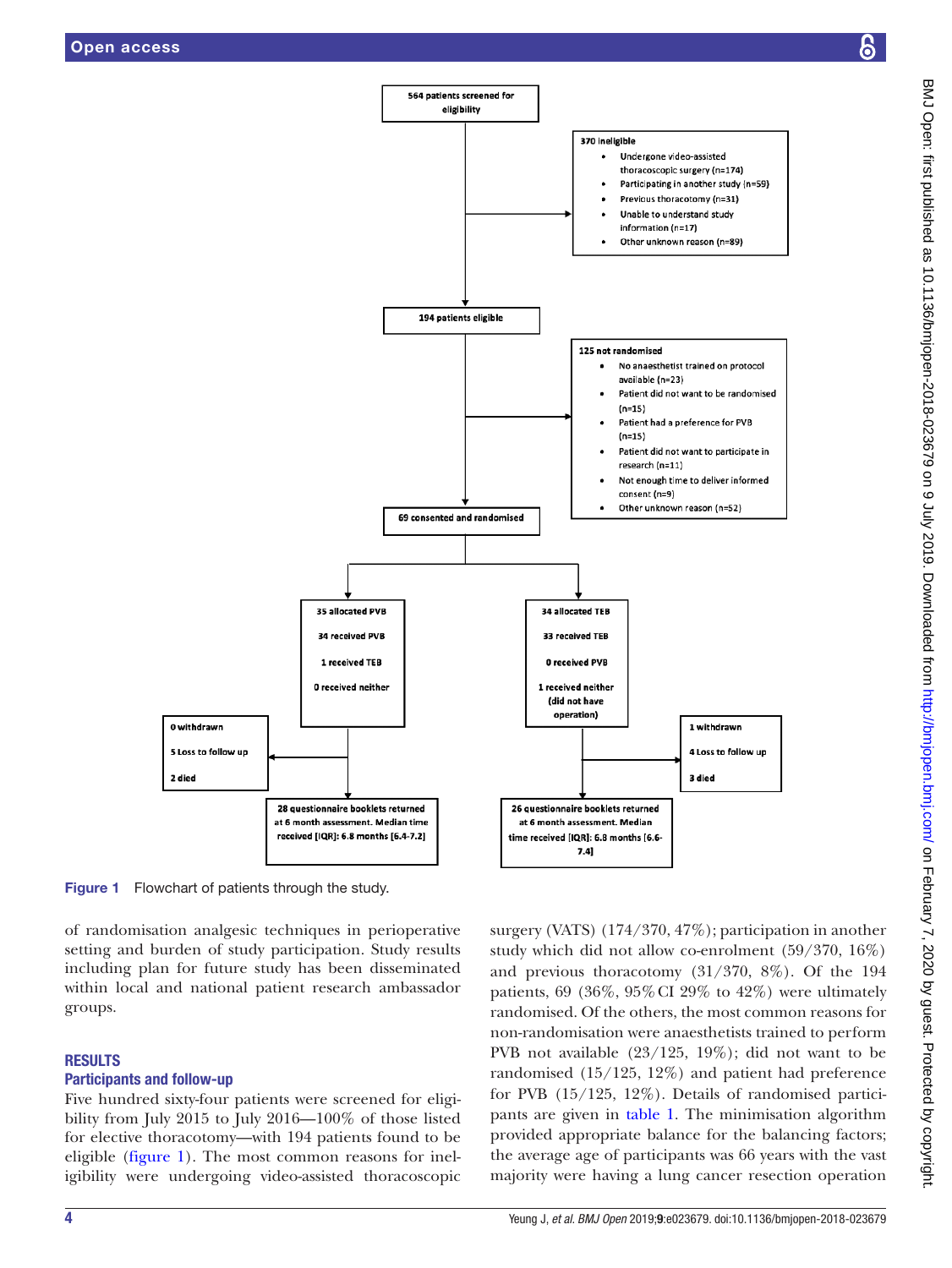564 patients screened for eligibility

370 ineligible
- Undergone video-assisted thoracoscopic surgery (n=174)
- Participating in another study (n=59)
- Previous thoracotomy (n=31)
- Unable to understand study information (n=17)
- Other unknown reason (n=89)

194 patients eligible

125 not randomised
- No anaesthetist trained on protocol available (n=23)
- Patient did not want to be randomised (n=15)
- Patient had a preference for PVB (n=15)
- Patient did not want to participate in research (n=11)
- Not enough time to deliver informed consent (n=9)
- Other unknown reason (n=52)

69 consented and randomised

35 allocated PVB
34 received PVB
1 received TEB
0 received neither

34 allocated TEB
33 received TEB
0 received PVB
1 received neither (did not have operation)

0 withdrawn
5 Loss to follow up
2 died

1 withdrawn
4 Loss to follow up
3 died

28 questionnaire booklets returned at 6 month assessment. Median time received [IQR]: 6.8 months [6.4-7.2]

26 questionnaire booklets returned at 6 month assessment. Median time received [IQR]: 6.8 months [6.6-7.4]

Figure 1 Flowchart of patients through the study.

of randomisation analgesic techniques in perioperative setting and burden of study participation. Study results including plan for future study has been disseminated within local and national patient research ambassador groups.

## RESULTS

### Participants and follow-up

Five hundred sixty-four patients were screened for eligibility from July 2015 to July 2016—100% of those listed for elective thoracotomy—with 194 patients found to be eligible (figure 1). The most common reasons for ineligibility were undergoing video-assisted thoracoscopic surgery (VATS) (174/370, 47%); participation in another study which did not allow co-enrolment (59/370, 16%) and previous thoracotomy (31/370, 8%). Of the 194 patients, 69 (36%, 95% CI 29% to 42%) were ultimately randomised. Of the others, the most common reasons for non-randomisation were anaesthetists trained to perform PVB not available (23/125, 19%); did not want to be randomised (15/125, 12%) and patient had preference for PVB (15/125, 12%). Details of randomised participants are given in table 1. The minimisation algorithm provided appropriate balance for the balancing factors; the average age of participants was 66 years with the vast majority were having a lung cancer resection operation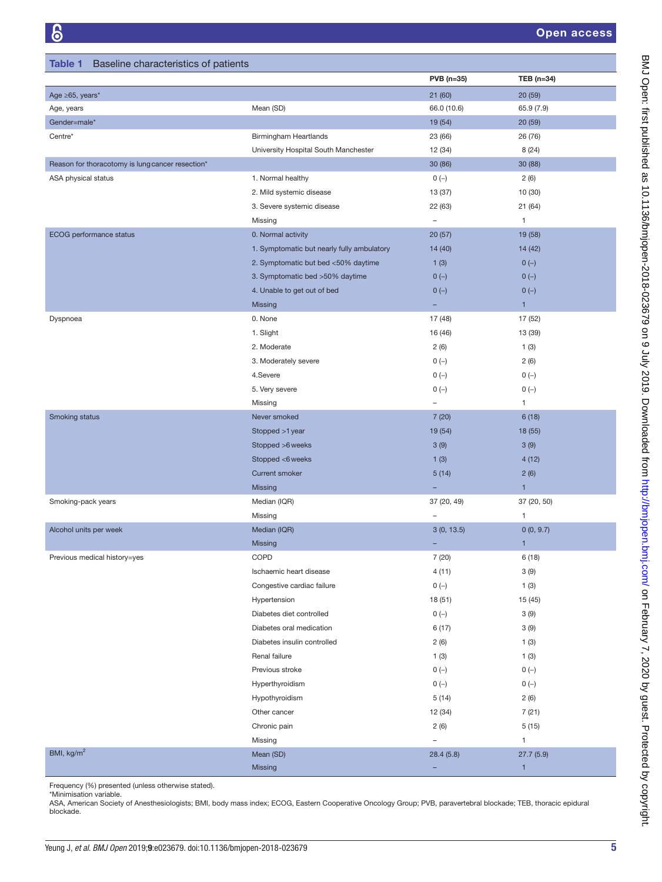**Table 1** Baseline characteristics of patients

| | | PVB (n=35) | TEB (n=34) |
|---|---|---|---|
| Age ≥65, years* | | 21 (60) | 20 (59) |
| Age, years | Mean (SD) | 66.0 (10.6) | 65.9 (7.9) |
| Gender=male* | | 19 (54) | 20 (59) |
| Centre* | Birmingham Heartlands | 23 (66) | 26 (76) |
| | University Hospital South Manchester | 12 (34) | 8 (24) |
| Reason for thoracotomy is lung cancer resection* | | 30 (86) | 30 (88) |
| ASA physical status | 1. Normal healthy | 0 (–) | 2 (6) |
| | 2. Mild systemic disease | 13 (37) | 10 (30) |
| | 3. Severe systemic disease | 22 (63) | 21 (64) |
| | Missing | – | 1 |
| ECOG performance status | 0. Normal activity | 20 (57) | 19 (58) |
| | 1. Symptomatic but nearly fully ambulatory | 14 (40) | 14 (42) |
| | 2. Symptomatic but bed <50% daytime | 1 (3) | 0 (–) |
| | 3. Symptomatic bed >50% daytime | 0 (–) | 0 (–) |
| | 4. Unable to get out of bed | 0 (–) | 0 (–) |
| | Missing | – | 1 |
| Dyspnoea | 0. None | 17 (48) | 17 (52) |
| | 1. Slight | 16 (46) | 13 (39) |
| | 2. Moderate | 2 (6) | 1 (3) |
| | 3. Moderately severe | 0 (–) | 2 (6) |
| | 4.Severe | 0 (–) | 0 (–) |
| | 5. Very severe | 0 (–) | 0 (–) |
| | Missing | – | 1 |
| Smoking status | Never smoked | 7 (20) | 6 (18) |
| | Stopped >1 year | 19 (54) | 18 (55) |
| | Stopped >6 weeks | 3 (9) | 3 (9) |
| | Stopped <6 weeks | 1 (3) | 4 (12) |
| | Current smoker | 5 (14) | 2 (6) |
| | Missing | – | 1 |
| Smoking-pack years | Median (IQR) | 37 (20, 49) | 37 (20, 50) |
| | Missing | – | 1 |
| Alcohol units per week | Median (IQR) | 3 (0, 13.5) | 0 (0, 9.7) |
| | Missing | – | 1 |
| Previous medical history=yes | COPD | 7 (20) | 6 (18) |
| | Ischaemic heart disease | 4 (11) | 3 (9) |
| | Congestive cardiac failure | 0 (–) | 1 (3) |
| | Hypertension | 18 (51) | 15 (45) |
| | Diabetes diet controlled | 0 (–) | 3 (9) |
| | Diabetes oral medication | 6 (17) | 3 (9) |
| | Diabetes insulin controlled | 2 (6) | 1 (3) |
| | Renal failure | 1 (3) | 1 (3) |
| | Previous stroke | 0 (–) | 0 (–) |
| | Hyperthyroidism | 0 (–) | 0 (–) |
| | Hypothyroidism | 5 (14) | 2 (6) |
| | Other cancer | 12 (34) | 7 (21) |
| | Chronic pain | 2 (6) | 5 (15) |
| | Missing | – | 1 |
| BMI, kg/m$^2$ | Mean (SD) | 28.4 (5.8) | 27.7 (5.9) |
| | Missing | – | 1 |

Frequency (%) presented (unless otherwise stated).
*Minimisation variable.
ASA, American Society of Anesthesiologists; BMI, body mass index; ECOG, Eastern Cooperative Oncology Group; PVB, paravertebral blockade; TEB, thoracic epidural blockade.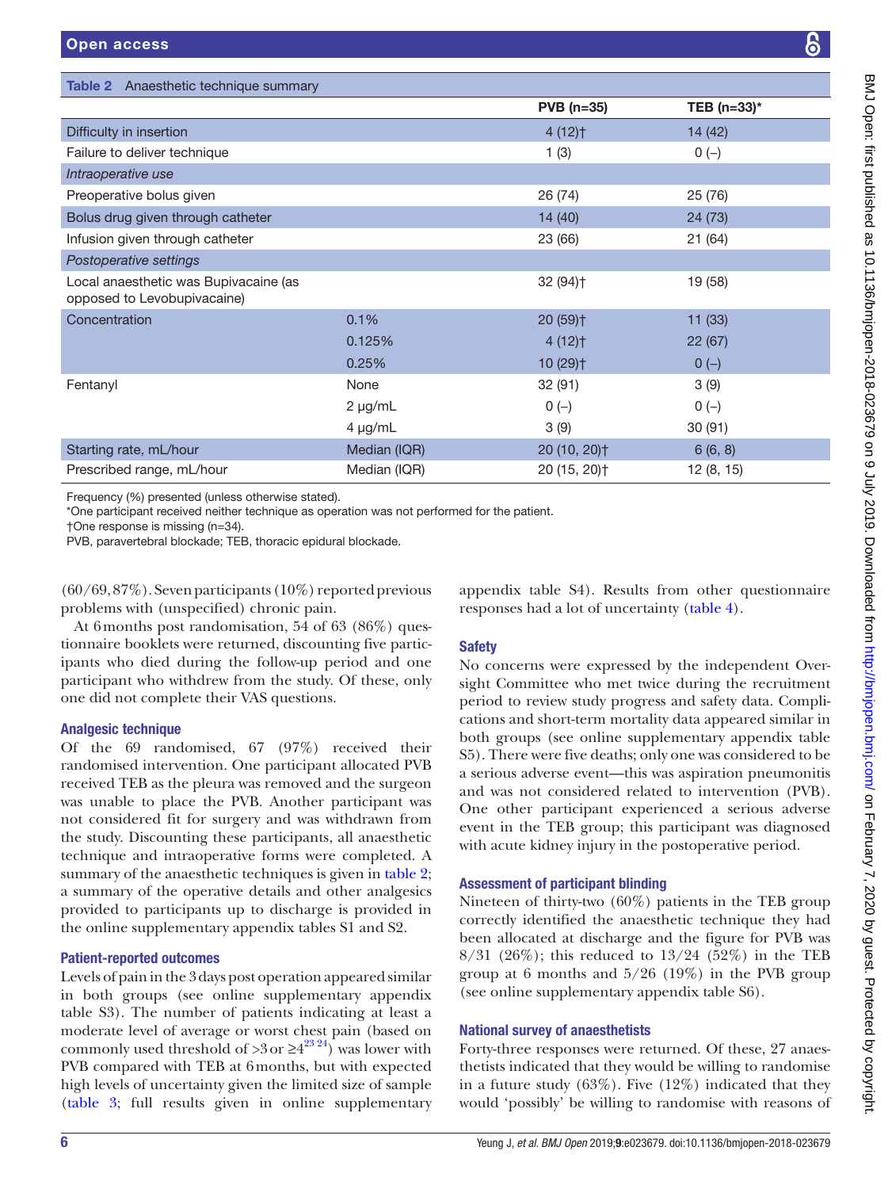**Table 2** Anaesthetic technique summary

| | | PVB (n=35) | TEB (n=33)* |
|---|---|---|---|
| Difficulty in insertion | | 4 (12)† | 14 (42) |
| Failure to deliver technique | | 1 (3) | 0 (–) |
| *Intraoperative use* | | | |
| Preoperative bolus given | | 26 (74) | 25 (76) |
| Bolus drug given through catheter | | 14 (40) | 24 (73) |
| Infusion given through catheter | | 23 (66) | 21 (64) |
| *Postoperative settings* | | | |
| Local anaesthetic was Bupivacaine (as opposed to Levobupivacaine) | | 32 (94)† | 19 (58) |
| Concentration | 0.1% | 20 (59)† | 11 (33) |
| | 0.125% | 4 (12)† | 22 (67) |
| | 0.25% | 10 (29)† | 0 (–) |
| Fentanyl | None | 32 (91) | 3 (9) |
| | 2 µg/mL | 0 (–) | 0 (–) |
| | 4 µg/mL | 3 (9) | 30 (91) |
| Starting rate, mL/hour | Median (IQR) | 20 (10, 20)† | 6 (6, 8) |
| Prescribed range, mL/hour | Median (IQR) | 20 (15, 20)† | 12 (8, 15) |

Frequency (%) presented (unless otherwise stated).
*One participant received neither technique as operation was not performed for the patient.
†One response is missing (n=34).
PVB, paravertebral blockade; TEB, thoracic epidural blockade.

(60/69, 87%). Seven participants (10%) reported previous problems with (unspecified) chronic pain.

At 6 months post randomisation, 54 of 63 (86%) questionnaire booklets were returned, discounting five participants who died during the follow-up period and one participant who withdrew from the study. Of these, only one did not complete their VAS questions.

### Analgesic technique

Of the 69 randomised, 67 (97%) received their randomised intervention. One participant allocated PVB received TEB as the pleura was removed and the surgeon was unable to place the PVB. Another participant was not considered fit for surgery and was withdrawn from the study. Discounting these participants, all anaesthetic technique and intraoperative forms were completed. A summary of the anaesthetic techniques is given in table 2; a summary of the operative details and other analgesics provided to participants up to discharge is provided in the online supplementary appendix tables S1 and S2.

### Patient-reported outcomes

Levels of pain in the 3 days post operation appeared similar in both groups (see online supplementary appendix table S3). The number of patients indicating at least a moderate level of average or worst chest pain (based on commonly used threshold of >3 or ≥4[23 24]) was lower with PVB compared with TEB at 6 months, but with expected high levels of uncertainty given the limited size of sample (table 3; full results given in online supplementary appendix table S4). Results from other questionnaire responses had a lot of uncertainty (table 4).

### Safety

No concerns were expressed by the independent Oversight Committee who met twice during the recruitment period to review study progress and safety data. Complications and short-term mortality data appeared similar in both groups (see online supplementary appendix table S5). There were five deaths; only one was considered to be a serious adverse event—this was aspiration pneumonitis and was not considered related to intervention (PVB). One other participant experienced a serious adverse event in the TEB group; this participant was diagnosed with acute kidney injury in the postoperative period.

### Assessment of participant blinding

Nineteen of thirty-two (60%) patients in the TEB group correctly identified the anaesthetic technique they had been allocated at discharge and the figure for PVB was 8/31 (26%); this reduced to 13/24 (52%) in the TEB group at 6 months and 5/26 (19%) in the PVB group (see online supplementary appendix table S6).

### National survey of anaesthetists

Forty-three responses were returned. Of these, 27 anaesthetists indicated that they would be willing to randomise in a future study (63%). Five (12%) indicated that they would 'possibly' be willing to randomise with reasons of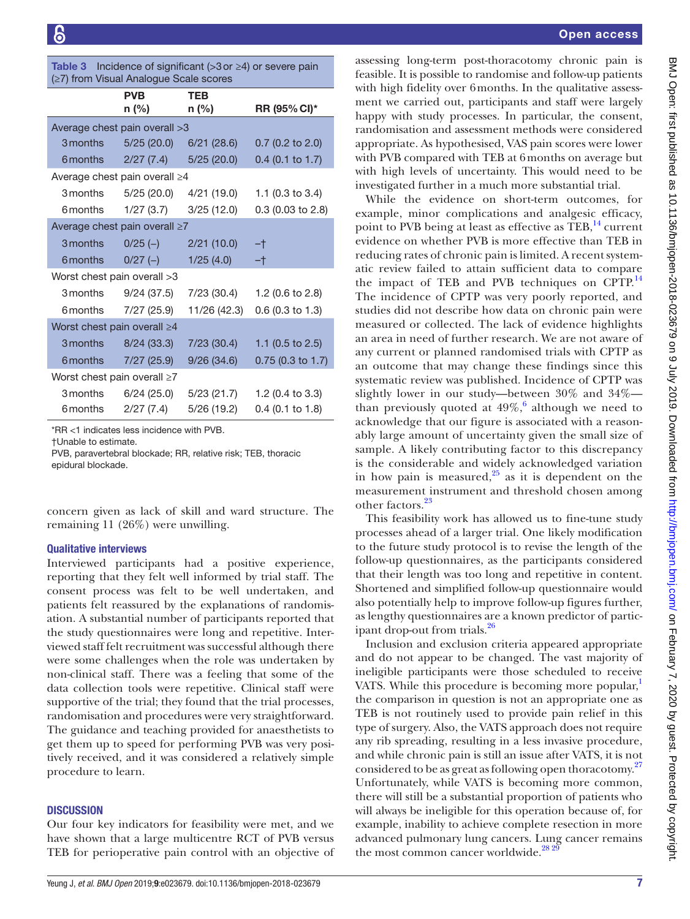**Table 3** Incidence of significant (>3 or ≥4) or severe pain (≥7) from Visual Analogue Scale scores

| | PVB n (%) | TEB n (%) | RR (95% CI)* |
|---|---|---|---|
| **Average chest pain overall >3** | | | |
| 3 months | 5/25 (20.0) | 6/21 (28.6) | 0.7 (0.2 to 2.0) |
| 6 months | 2/27 (7.4) | 5/25 (20.0) | 0.4 (0.1 to 1.7) |
| **Average chest pain overall ≥4** | | | |
| 3 months | 5/25 (20.0) | 4/21 (19.0) | 1.1 (0.3 to 3.4) |
| 6 months | 1/27 (3.7) | 3/25 (12.0) | 0.3 (0.03 to 2.8) |
| **Average chest pain overall ≥7** | | | |
| 3 months | 0/25 (–) | 2/21 (10.0) | –† |
| 6 months | 0/27 (–) | 1/25 (4.0) | –† |
| **Worst chest pain overall >3** | | | |
| 3 months | 9/24 (37.5) | 7/23 (30.4) | 1.2 (0.6 to 2.8) |
| 6 months | 7/27 (25.9) | 11/26 (42.3) | 0.6 (0.3 to 1.3) |
| **Worst chest pain overall ≥4** | | | |
| 3 months | 8/24 (33.3) | 7/23 (30.4) | 1.1 (0.5 to 2.5) |
| 6 months | 7/27 (25.9) | 9/26 (34.6) | 0.75 (0.3 to 1.7) |
| **Worst chest pain overall ≥7** | | | |
| 3 months | 6/24 (25.0) | 5/23 (21.7) | 1.2 (0.4 to 3.3) |
| 6 months | 2/27 (7.4) | 5/26 (19.2) | 0.4 (0.1 to 1.8) |

*RR <1 indicates less incidence with PVB.
†Unable to estimate.
PVB, paravertebral blockade; RR, relative risk; TEB, thoracic epidural blockade.

concern given as lack of skill and ward structure. The remaining 11 (26%) were unwilling.

### Qualitative interviews

Interviewed participants had a positive experience, reporting that they felt well informed by trial staff. The consent process was felt to be well undertaken, and patients felt reassured by the explanations of randomisation. A substantial number of participants reported that the study questionnaires were long and repetitive. Interviewed staff felt recruitment was successful although there were some challenges when the role was undertaken by non-clinical staff. There was a feeling that some of the data collection tools were repetitive. Clinical staff were supportive of the trial; they found that the trial processes, randomisation and procedures were very straightforward. The guidance and teaching provided for anaesthetists to get them up to speed for performing PVB was very positively received, and it was considered a relatively simple procedure to learn.

## DISCUSSION

Our four key indicators for feasibility were met, and we have shown that a large multicentre RCT of PVB versus TEB for perioperative pain control with an objective of assessing long-term post-thoracotomy chronic pain is feasible. It is possible to randomise and follow-up patients with high fidelity over 6 months. In the qualitative assessment we carried out, participants and staff were largely happy with study processes. In particular, the consent, randomisation and assessment methods were considered appropriate. As hypothesised, VAS pain scores were lower with PVB compared with TEB at 6 months on average but with high levels of uncertainty. This would need to be investigated further in a much more substantial trial.

While the evidence on short-term outcomes, for example, minor complications and analgesic efficacy, point to PVB being at least as effective as TEB,[14] current evidence on whether PVB is more effective than TEB in reducing rates of chronic pain is limited. A recent systematic review failed to attain sufficient data to compare the impact of TEB and PVB techniques on CPTP.[14] The incidence of CPTP was very poorly reported, and studies did not describe how data on chronic pain were measured or collected. The lack of evidence highlights an area in need of further research. We are not aware of any current or planned randomised trials with CPTP as an outcome that may change these findings since this systematic review was published. Incidence of CPTP was slightly lower in our study—between 30% and 34%—than previously quoted at 49%,[6] although we need to acknowledge that our figure is associated with a reasonably large amount of uncertainty given the small size of sample. A likely contributing factor to this discrepancy is the considerable and widely acknowledged variation in how pain is measured,[25] as it is dependent on the measurement instrument and threshold chosen among other factors.[23]

This feasibility work has allowed us to fine-tune study processes ahead of a larger trial. One likely modification to the future study protocol is to revise the length of the follow-up questionnaires, as the participants considered that their length was too long and repetitive in content. Shortened and simplified follow-up questionnaire would also potentially help to improve follow-up figures further, as lengthy questionnaires are a known predictor of participant drop-out from trials.[26]

Inclusion and exclusion criteria appeared appropriate and do not appear to be changed. The vast majority of ineligible participants were those scheduled to receive VATS. While this procedure is becoming more popular,[1] the comparison in question is not an appropriate one as TEB is not routinely used to provide pain relief in this type of surgery. Also, the VATS approach does not require any rib spreading, resulting in a less invasive procedure, and while chronic pain is still an issue after VATS, it is not considered to be as great as following open thoracotomy.[27] Unfortunately, while VATS is becoming more common, there will still be a substantial proportion of patients who will always be ineligible for this operation because of, for example, inability to achieve complete resection in more advanced pulmonary lung cancers. Lung cancer remains the most common cancer worldwide.[28,29]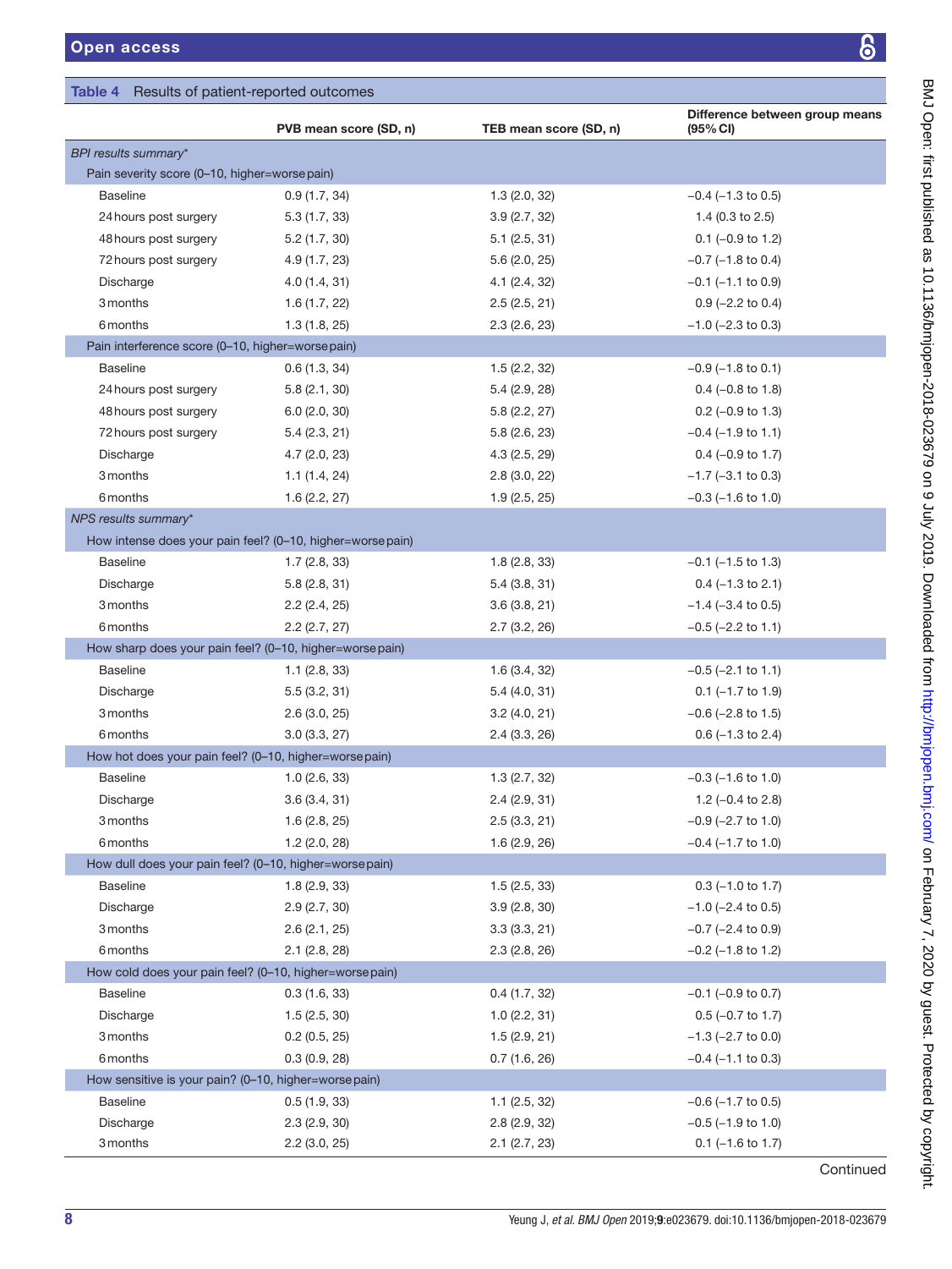**Table 4** Results of patient-reported outcomes

| | PVB mean score (SD, n) | TEB mean score (SD, n) | Difference between group means (95% CI) |
|---|---|---|---|
| *BPI results summary** | | | |
| Pain severity score (0–10, higher=worse pain) | | | |
| Baseline | 0.9 (1.7, 34) | 1.3 (2.0, 32) | −0.4 (−1.3 to 0.5) |
| 24 hours post surgery | 5.3 (1.7, 33) | 3.9 (2.7, 32) | 1.4 (0.3 to 2.5) |
| 48 hours post surgery | 5.2 (1.7, 30) | 5.1 (2.5, 31) | 0.1 (−0.9 to 1.2) |
| 72 hours post surgery | 4.9 (1.7, 23) | 5.6 (2.0, 25) | −0.7 (−1.8 to 0.4) |
| Discharge | 4.0 (1.4, 31) | 4.1 (2.4, 32) | −0.1 (−1.1 to 0.9) |
| 3 months | 1.6 (1.7, 22) | 2.5 (2.5, 21) | 0.9 (−2.2 to 0.4) |
| 6 months | 1.3 (1.8, 25) | 2.3 (2.6, 23) | −1.0 (−2.3 to 0.3) |
| Pain interference score (0–10, higher=worse pain) | | | |
| Baseline | 0.6 (1.3, 34) | 1.5 (2.2, 32) | −0.9 (−1.8 to 0.1) |
| 24 hours post surgery | 5.8 (2.1, 30) | 5.4 (2.9, 28) | 0.4 (−0.8 to 1.8) |
| 48 hours post surgery | 6.0 (2.0, 30) | 5.8 (2.2, 27) | 0.2 (−0.9 to 1.3) |
| 72 hours post surgery | 5.4 (2.3, 21) | 5.8 (2.6, 23) | −0.4 (−1.9 to 1.1) |
| Discharge | 4.7 (2.0, 23) | 4.3 (2.5, 29) | 0.4 (−0.9 to 1.7) |
| 3 months | 1.1 (1.4, 24) | 2.8 (3.0, 22) | −1.7 (−3.1 to 0.3) |
| 6 months | 1.6 (2.2, 27) | 1.9 (2.5, 25) | −0.3 (−1.6 to 1.0) |
| *NPS results summary** | | | |
| How intense does your pain feel? (0–10, higher=worse pain) | | | |
| Baseline | 1.7 (2.8, 33) | 1.8 (2.8, 33) | −0.1 (−1.5 to 1.3) |
| Discharge | 5.8 (2.8, 31) | 5.4 (3.8, 31) | 0.4 (−1.3 to 2.1) |
| 3 months | 2.2 (2.4, 25) | 3.6 (3.8, 21) | −1.4 (−3.4 to 0.5) |
| 6 months | 2.2 (2.7, 27) | 2.7 (3.2, 26) | −0.5 (−2.2 to 1.1) |
| How sharp does your pain feel? (0–10, higher=worse pain) | | | |
| Baseline | 1.1 (2.8, 33) | 1.6 (3.4, 32) | −0.5 (−2.1 to 1.1) |
| Discharge | 5.5 (3.2, 31) | 5.4 (4.0, 31) | 0.1 (−1.7 to 1.9) |
| 3 months | 2.6 (3.0, 25) | 3.2 (4.0, 21) | −0.6 (−2.8 to 1.5) |
| 6 months | 3.0 (3.3, 27) | 2.4 (3.3, 26) | 0.6 (−1.3 to 2.4) |
| How hot does your pain feel? (0–10, higher=worse pain) | | | |
| Baseline | 1.0 (2.6, 33) | 1.3 (2.7, 32) | −0.3 (−1.6 to 1.0) |
| Discharge | 3.6 (3.4, 31) | 2.4 (2.9, 31) | 1.2 (−0.4 to 2.8) |
| 3 months | 1.6 (2.8, 25) | 2.5 (3.3, 21) | −0.9 (−2.7 to 1.0) |
| 6 months | 1.2 (2.0, 28) | 1.6 (2.9, 26) | −0.4 (−1.7 to 1.0) |
| How dull does your pain feel? (0–10, higher=worse pain) | | | |
| Baseline | 1.8 (2.9, 33) | 1.5 (2.5, 33) | 0.3 (−1.0 to 1.7) |
| Discharge | 2.9 (2.7, 30) | 3.9 (2.8, 30) | −1.0 (−2.4 to 0.5) |
| 3 months | 2.6 (2.1, 25) | 3.3 (3.3, 21) | −0.7 (−2.4 to 0.9) |
| 6 months | 2.1 (2.8, 28) | 2.3 (2.8, 26) | −0.2 (−1.8 to 1.2) |
| How cold does your pain feel? (0–10, higher=worse pain) | | | |
| Baseline | 0.3 (1.6, 33) | 0.4 (1.7, 32) | −0.1 (−0.9 to 0.7) |
| Discharge | 1.5 (2.5, 30) | 1.0 (2.2, 31) | 0.5 (−0.7 to 1.7) |
| 3 months | 0.2 (0.5, 25) | 1.5 (2.9, 21) | −1.3 (−2.7 to 0.0) |
| 6 months | 0.3 (0.9, 28) | 0.7 (1.6, 26) | −0.4 (−1.1 to 0.3) |
| How sensitive is your pain? (0–10, higher=worse pain) | | | |
| Baseline | 0.5 (1.9, 33) | 1.1 (2.5, 32) | −0.6 (−1.7 to 0.5) |
| Discharge | 2.3 (2.9, 30) | 2.8 (2.9, 32) | −0.5 (−1.9 to 1.0) |
| 3 months | 2.2 (3.0, 25) | 2.1 (2.7, 23) | 0.1 (−1.6 to 1.7) |

Continued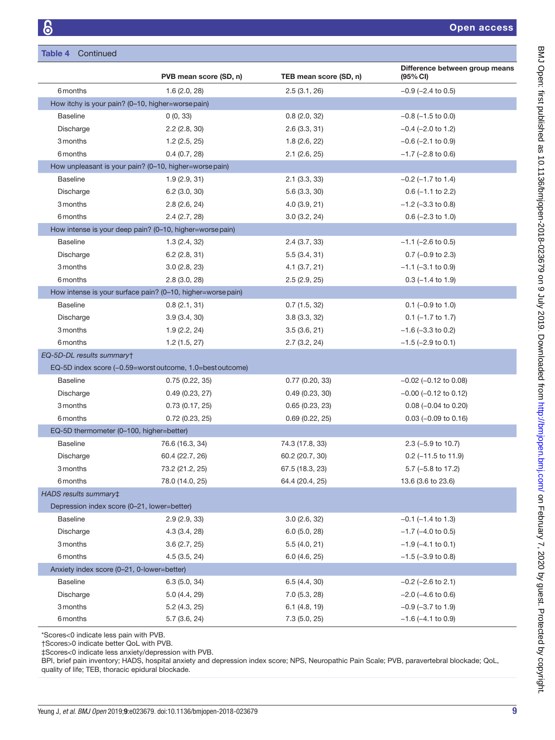**Table 4** Continued

| | PVB mean score (SD, n) | TEB mean score (SD, n) | Difference between group means (95% CI) |
|---|---|---|---|
| 6 months | 1.6 (2.0, 28) | 2.5 (3.1, 26) | −0.9 (−2.4 to 0.5) |
| How itchy is your pain? (0–10, higher=worse pain) | | | |
| Baseline | 0 (0, 33) | 0.8 (2.0, 32) | −0.8 (−1.5 to 0.0) |
| Discharge | 2.2 (2.8, 30) | 2.6 (3.3, 31) | −0.4 (−2.0 to 1.2) |
| 3 months | 1.2 (2.5, 25) | 1.8 (2.6, 22) | −0.6 (−2.1 to 0.9) |
| 6 months | 0.4 (0.7, 28) | 2.1 (2.6, 25) | −1.7 (−2.8 to 0.6) |
| How unpleasant is your pain? (0–10, higher=worse pain) | | | |
| Baseline | 1.9 (2.9, 31) | 2.1 (3.3, 33) | −0.2 (−1.7 to 1.4) |
| Discharge | 6.2 (3.0, 30) | 5.6 (3.3, 30) | 0.6 (−1.1 to 2.2) |
| 3 months | 2.8 (2.6, 24) | 4.0 (3.9, 21) | −1.2 (−3.3 to 0.8) |
| 6 months | 2.4 (2.7, 28) | 3.0 (3.2, 24) | 0.6 (−2.3 to 1.0) |
| How intense is your deep pain? (0–10, higher=worse pain) | | | |
| Baseline | 1.3 (2.4, 32) | 2.4 (3.7, 33) | −1.1 (−2.6 to 0.5) |
| Discharge | 6.2 (2.8, 31) | 5.5 (3.4, 31) | 0.7 (−0.9 to 2.3) |
| 3 months | 3.0 (2.8, 23) | 4.1 (3.7, 21) | −1.1 (−3.1 to 0.9) |
| 6 months | 2.8 (3.0, 28) | 2.5 (2.9, 25) | 0.3 (−1.4 to 1.9) |
| How intense is your surface pain? (0–10, higher=worse pain) | | | |
| Baseline | 0.8 (2.1, 31) | 0.7 (1.5, 32) | 0.1 (−0.9 to 1.0) |
| Discharge | 3.9 (3.4, 30) | 3.8 (3.3, 32) | 0.1 (−1.7 to 1.7) |
| 3 months | 1.9 (2.2, 24) | 3.5 (3.6, 21) | −1.6 (−3.3 to 0.2) |
| 6 months | 1.2 (1.5, 27) | 2.7 (3.2, 24) | −1.5 (−2.9 to 0.1) |
| *EQ-5D-DL results summary*† | | | |
| EQ-5D index score (−0.59=worst outcome, 1.0=best outcome) | | | |
| Baseline | 0.75 (0.22, 35) | 0.77 (0.20, 33) | −0.02 (−0.12 to 0.08) |
| Discharge | 0.49 (0.23, 27) | 0.49 (0.23, 30) | −0.00 (−0.12 to 0.12) |
| 3 months | 0.73 (0.17, 25) | 0.65 (0.23, 23) | 0.08 (−0.04 to 0.20) |
| 6 months | 0.72 (0.23, 25) | 0.69 (0.22, 25) | 0.03 (−0.09 to 0.16) |
| EQ-5D thermometer (0–100, higher=better) | | | |
| Baseline | 76.6 (16.3, 34) | 74.3 (17.8, 33) | 2.3 (−5.9 to 10.7) |
| Discharge | 60.4 (22.7, 26) | 60.2 (20.7, 30) | 0.2 (−11.5 to 11.9) |
| 3 months | 73.2 (21.2, 25) | 67.5 (18.3, 23) | 5.7 (−5.8 to 17.2) |
| 6 months | 78.0 (14.0, 25) | 64.4 (20.4, 25) | 13.6 (3.6 to 23.6) |
| *HADS results summary*‡ | | | |
| Depression index score (0–21, lower=better) | | | |
| Baseline | 2.9 (2.9, 33) | 3.0 (2.6, 32) | −0.1 (−1.4 to 1.3) |
| Discharge | 4.3 (3.4, 28) | 6.0 (5.0, 28) | −1.7 (−4.0 to 0.5) |
| 3 months | 3.6 (2.7, 25) | 5.5 (4.0, 21) | −1.9 (−4.1 to 0.1) |
| 6 months | 4.5 (3.5, 24) | 6.0 (4.6, 25) | −1.5 (−3.9 to 0.8) |
| Anxiety index score (0–21, 0-lower=better) | | | |
| Baseline | 6.3 (5.0, 34) | 6.5 (4.4, 30) | −0.2 (−2.6 to 2.1) |
| Discharge | 5.0 (4.4, 29) | 7.0 (5.3, 28) | −2.0 (−4.6 to 0.6) |
| 3 months | 5.2 (4.3, 25) | 6.1 (4.8, 19) | −0.9 (−3.7 to 1.9) |
| 6 months | 5.7 (3.6, 24) | 7.3 (5.0, 25) | −1.6 (−4.1 to 0.9) |

*Scores<0 indicate less pain with PVB.
†Scores>0 indicate better QoL with PVB.
‡Scores<0 indicate less anxiety/depression with PVB.
BPI, brief pain inventory; HADS, hospital anxiety and depression index score; NPS, Neuropathic Pain Scale; PVB, paravertebral blockade; QoL, quality of life; TEB, thoracic epidural blockade.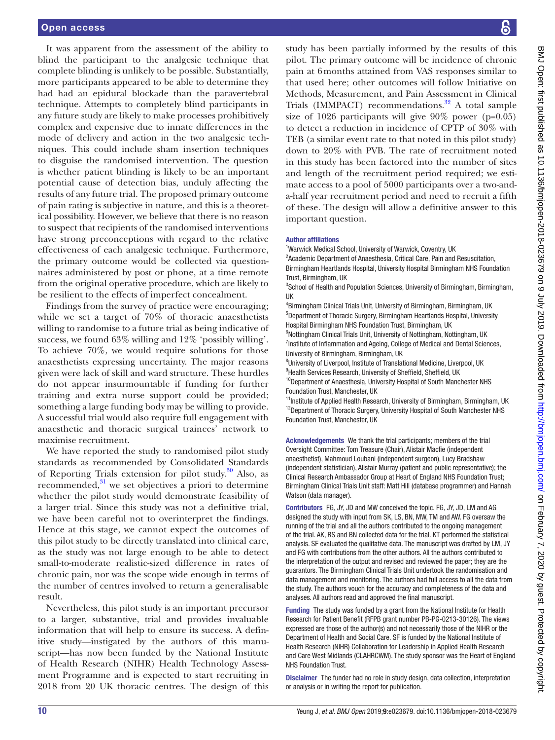It was apparent from the assessment of the ability to blind the participant to the analgesic technique that complete blinding is unlikely to be possible. Substantially, more participants appeared to be able to determine they had had an epidural blockade than the paravertebral technique. Attempts to completely blind participants in any future study are likely to make processes prohibitively complex and expensive due to innate differences in the mode of delivery and action in the two analgesic techniques. This could include sham insertion techniques to disguise the randomised intervention. The question is whether patient blinding is likely to be an important potential cause of detection bias, unduly affecting the results of any future trial. The proposed primary outcome of pain rating is subjective in nature, and this is a theoretical possibility. However, we believe that there is no reason to suspect that recipients of the randomised interventions have strong preconceptions with regard to the relative effectiveness of each analgesic technique. Furthermore, the primary outcome would be collected via questionnaires administered by post or phone, at a time remote from the original operative procedure, which are likely to be resilient to the effects of imperfect concealment.

Findings from the survey of practice were encouraging; while we set a target of 70% of thoracic anaesthetists willing to randomise to a future trial as being indicative of success, we found 63% willing and 12% 'possibly willing'. To achieve 70%, we would require solutions for those anaesthetists expressing uncertainty. The major reasons given were lack of skill and ward structure. These hurdles do not appear insurmountable if funding for further training and extra nurse support could be provided; something a large funding body may be willing to provide. A successful trial would also require full engagement with anaesthetic and thoracic surgical trainees' network to maximise recruitment.

We have reported the study to randomised pilot study standards as recommended by Consolidated Standards of Reporting Trials extension for pilot study.[30] Also, as recommended,[31] we set objectives a priori to determine whether the pilot study would demonstrate feasibility of a larger trial. Since this study was not a definitive trial, we have been careful not to overinterpret the findings. Hence at this stage, we cannot expect the outcomes of this pilot study to be directly translated into clinical care, as the study was not large enough to be able to detect small-to-moderate realistic-sized difference in rates of chronic pain, nor was the scope wide enough in terms of the number of centres involved to return a generalisable result.

Nevertheless, this pilot study is an important precursor to a larger, substantive, trial and provides invaluable information that will help to ensure its success. A definitive study—instigated by the authors of this manuscript—has now been funded by the National Institute of Health Research (NIHR) Health Technology Assessment Programme and is expected to start recruiting in 2018 from 20 UK thoracic centres. The design of this study has been partially informed by the results of this pilot. The primary outcome will be incidence of chronic pain at 6 months attained from VAS responses similar to that used here; other outcomes will follow Initiative on Methods, Measurement, and Pain Assessment in Clinical Trials (IMMPACT) recommendations.[32] A total sample size of 1026 participants will give 90% power (p=0.05) to detect a reduction in incidence of CPTP of 30% with TEB (a similar event rate to that noted in this pilot study) down to 20% with PVB. The rate of recruitment noted in this study has been factored into the number of sites and length of the recruitment period required; we estimate access to a pool of 5000 participants over a two-and-a-half year recruitment period and need to recruit a fifth of these. The design will allow a definitive answer to this important question.

**Author affiliations**

[1]Warwick Medical School, University of Warwick, Coventry, UK
[2]Academic Department of Anaesthesia, Critical Care, Pain and Resuscitation, Birmingham Heartlands Hospital, University Hospital Birmingham NHS Foundation Trust, Birmingham, UK
[3]School of Health and Population Sciences, University of Birmingham, Birmingham, UK
[4]Birmingham Clinical Trials Unit, University of Birmingham, Birmingham, UK
[5]Department of Thoracic Surgery, Birmingham Heartlands Hospital, University Hospital Birmingham NHS Foundation Trust, Birmingham, UK
[6]Nottingham Clinical Trials Unit, University of Nottingham, Nottingham, UK
[7]Institute of Inflammation and Ageing, College of Medical and Dental Sciences, University of Birmingham, Birmingham, UK
[8]University of Liverpool, Institute of Translational Medicine, Liverpool, UK
[9]Health Services Research, University of Sheffield, Sheffield, UK
[10]Department of Anaesthesia, University Hospital of South Manchester NHS Foundation Trust, Manchester, UK
[11]Institute of Applied Health Research, University of Birmingham, Birmingham, UK
[12]Department of Thoracic Surgery, University Hospital of South Manchester NHS Foundation Trust, Manchester, UK

**Acknowledgements** We thank the trial participants; members of the trial Oversight Committee: Tom Treasure (Chair), Alistair Macfie (independent anaesthetist), Mahmoud Loubani (independent surgeon), Lucy Bradshaw (independent statistician), Alistair Murray (patient and public representative); the Clinical Research Ambassador Group at Heart of England NHS Foundation Trust; Birmingham Clinical Trials Unit staff: Matt Hill (database programmer) and Hannah Watson (data manager).

**Contributors** FG, JY, JD and MW conceived the topic. FG, JY, JD, LM and AG designed the study with input from SK, LS, BN, MW, TM and AW. FG oversaw the running of the trial and all the authors contributed to the ongoing management of the trial. AK, RS and BN collected data for the trial. KT performed the statistical analysis. SF evaluated the qualitative data. The manuscript was drafted by LM, JY and FG with contributions from the other authors. All the authors contributed to the interpretation of the output and revised and reviewed the paper; they are the guarantors. The Birmingham Clinical Trials Unit undertook the randomisation and data management and monitoring. The authors had full access to all the data from the study. The authors vouch for the accuracy and completeness of the data and analyses. All authors read and approved the final manuscript.

**Funding** The study was funded by a grant from the National Institute for Health Research for Patient Benefit (RFPB grant number PB-PG-0213-30126). The views expressed are those of the author(s) and not necessarily those of the NIHR or the Department of Health and Social Care. SF is funded by the National Institute of Health Research (NIHR) Collaboration for Leadership in Applied Health Research and Care West Midlands (CLAHRCWM). The study sponsor was the Heart of England NHS Foundation Trust.

**Disclaimer** The funder had no role in study design, data collection, interpretation or analysis or in writing the report for publication.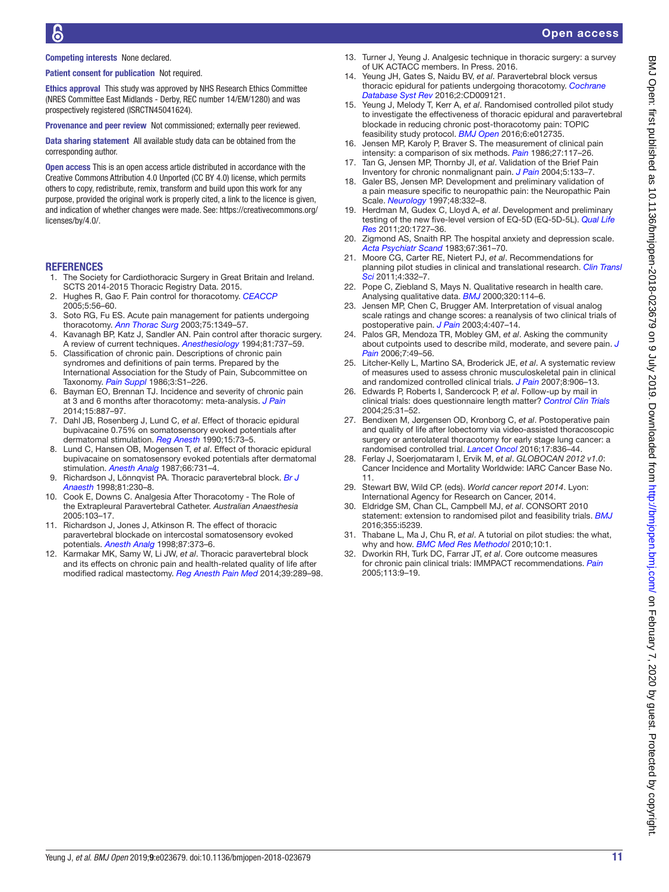**Competing interests** None declared.

**Patient consent for publication** Not required.

**Ethics approval** This study was approved by NHS Research Ethics Committee (NRES Committee East Midlands - Derby, REC number 14/EM/1280) and was prospectively registered (ISRCTN45041624).

**Provenance and peer review** Not commissioned; externally peer reviewed.

**Data sharing statement** All available study data can be obtained from the corresponding author.

**Open access** This is an open access article distributed in accordance with the Creative Commons Attribution 4.0 Unported (CC BY 4.0) license, which permits others to copy, redistribute, remix, transform and build upon this work for any purpose, provided the original work is properly cited, a link to the licence is given, and indication of whether changes were made. See: https://creativecommons.org/licenses/by/4.0/.

## REFERENCES

1. The Society for Cardiothoracic Surgery in Great Britain and Ireland. SCTS 2014-2015 Thoracic Registry Data. 2015.
2. Hughes R, Gao F. Pain control for thoracotomy. *CEACCP* 2005;5:56–60.
3. Soto RG, Fu ES. Acute pain management for patients undergoing thoracotomy. *Ann Thorac Surg* 2003;75:1349–57.
4. Kavanagh BP, Katz J, Sandler AN. Pain control after thoracic surgery. A review of current techniques. *Anesthesiology* 1994;81:737–59.
5. Classification of chronic pain. Descriptions of chronic pain syndromes and definitions of pain terms. Prepared by the International Association for the Study of Pain, Subcommittee on Taxonomy. *Pain Suppl* 1986;3:S1–226.
6. Bayman EO, Brennan TJ. Incidence and severity of chronic pain at 3 and 6 months after thoracotomy: meta-analysis. *J Pain* 2014;15:887–97.
7. Dahl JB, Rosenberg J, Lund C, *et al*. Effect of thoracic epidural bupivacaine 0.75% on somatosensory evoked potentials after dermatomal stimulation. *Reg Anesth* 1990;15:73–5.
8. Lund C, Hansen OB, Mogensen T, *et al*. Effect of thoracic epidural bupivacaine on somatosensory evoked potentials after dermatomal stimulation. *Anesth Analg* 1987;66:731–4.
9. Richardson J, Lönnqvist PA. Thoracic paravertebral block. *Br J Anaesth* 1998;81:230–8.
10. Cook E, Downs C. Analgesia After Thoracotomy - The Role of the Extrapleural Paravertebral Catheter. *Australian Anaesthesia* 2005:103–17.
11. Richardson J, Jones J, Atkinson R. The effect of thoracic paravertebral blockade on intercostal somatosensory evoked potentials. *Anesth Analg* 1998;87:373–6.
12. Karmakar MK, Samy W, Li JW, *et al*. Thoracic paravertebral block and its effects on chronic pain and health-related quality of life after modified radical mastectomy. *Reg Anesth Pain Med* 2014;39:289–98.
13. Turner J, Yeung J. Analgesic technique in thoracic surgery: a survey of UK ACTACC members. In Press. 2016.
14. Yeung JH, Gates S, Naidu BV, *et al*. Paravertebral block versus thoracic epidural for patients undergoing thoracotomy. *Cochrane Database Syst Rev* 2016;2:CD009121.
15. Yeung J, Melody T, Kerr A, *et al*. Randomised controlled pilot study to investigate the effectiveness of thoracic epidural and paravertebral blockade in reducing chronic post-thoracotomy pain: TOPIC feasibility study protocol. *BMJ Open* 2016;6:e012735.
16. Jensen MP, Karoly P, Braver S. The measurement of clinical pain intensity: a comparison of six methods. *Pain* 1986;27:117–26.
17. Tan G, Jensen MP, Thornby JI, *et al*. Validation of the Brief Pain Inventory for chronic nonmalignant pain. *J Pain* 2004;5:133–7.
18. Galer BS, Jensen MP. Development and preliminary validation of a pain measure specific to neuropathic pain: the Neuropathic Pain Scale. *Neurology* 1997;48:332–8.
19. Herdman M, Gudex C, Lloyd A, *et al*. Development and preliminary testing of the new five-level version of EQ-5D (EQ-5D-5L). *Qual Life Res* 2011;20:1727–36.
20. Zigmond AS, Snaith RP. The hospital anxiety and depression scale. *Acta Psychiatr Scand* 1983;67:361–70.
21. Moore CG, Carter RE, Nietert PJ, *et al*. Recommendations for planning pilot studies in clinical and translational research. *Clin Transl Sci* 2011;4:332–7.
22. Pope C, Ziebland S, Mays N. Qualitative research in health care. Analysing qualitative data. *BMJ* 2000;320:114–6.
23. Jensen MP, Chen C, Brugger AM. Interpretation of visual analog scale ratings and change scores: a reanalysis of two clinical trials of postoperative pain. *J Pain* 2003;4:407–14.
24. Palos GR, Mendoza TR, Mobley GM, *et al*. Asking the community about cutpoints used to describe mild, moderate, and severe pain. *J Pain* 2006;7:49–56.
25. Litcher-Kelly L, Martino SA, Broderick JE, *et al*. A systematic review of measures used to assess chronic musculoskeletal pain in clinical and randomized controlled clinical trials. *J Pain* 2007;8:906–13.
26. Edwards P, Roberts I, Sandercock P, *et al*. Follow-up by mail in clinical trials: does questionnaire length matter? *Control Clin Trials* 2004;25:31–52.
27. Bendixen M, Jørgensen OD, Kronborg C, *et al*. Postoperative pain and quality of life after lobectomy via video-assisted thoracoscopic surgery or anterolateral thoracotomy for early stage lung cancer: a randomised controlled trial. *Lancet Oncol* 2016;17:836–44.
28. Ferlay J, Soerjomataram I, Ervik M, *et al*. *GLOBOCAN 2012 v1.0*: Cancer Incidence and Mortality Worldwide: IARC Cancer Base No. 11.
29. Stewart BW, Wild CP. (eds). *World cancer report 2014*. Lyon: International Agency for Research on Cancer, 2014.
30. Eldridge SM, Chan CL, Campbell MJ, *et al*. CONSORT 2010 statement: extension to randomised pilot and feasibility trials. *BMJ* 2016;355:i5239.
31. Thabane L, Ma J, Chu R, *et al*. A tutorial on pilot studies: the what, why and how. *BMC Med Res Methodol* 2010;10:1.
32. Dworkin RH, Turk DC, Farrar JT, *et al*. Core outcome measures for chronic pain clinical trials: IMMPACT recommendations. *Pain* 2005;113:9–19.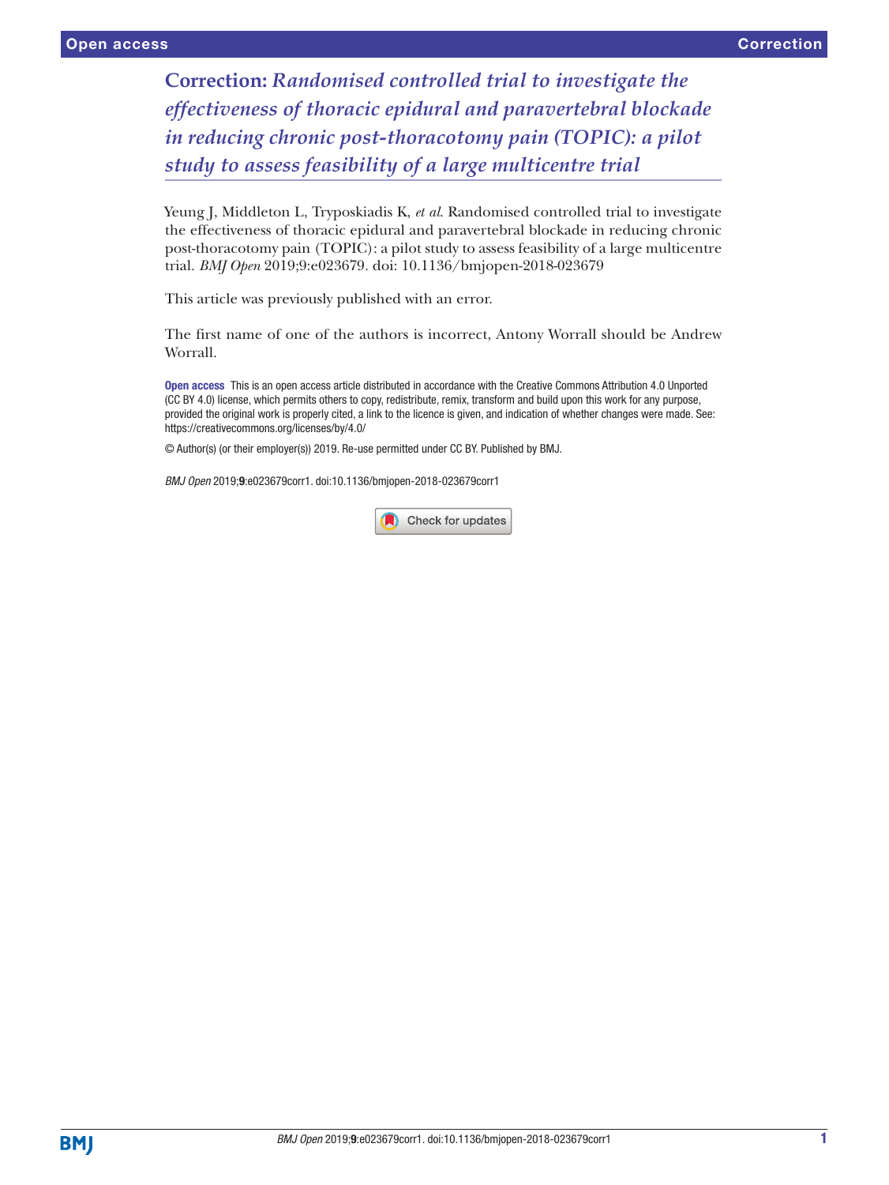# Correction: *Randomised controlled trial to investigate the effectiveness of thoracic epidural and paravertebral blockade in reducing chronic post-thoracotomy pain (TOPIC): a pilot study to assess feasibility of a large multicentre trial*

Yeung J, Middleton L, Tryposkiadis K, *et al*. Randomised controlled trial to investigate the effectiveness of thoracic epidural and paravertebral blockade in reducing chronic post-thoracotomy pain (TOPIC): a pilot study to assess feasibility of a large multicentre trial. *BMJ Open* 2019;9:e023679. doi: 10.1136/bmjopen-2018-023679

This article was previously published with an error.

The first name of one of the authors is incorrect, Antony Worrall should be Andrew Worrall.

**Open access** This is an open access article distributed in accordance with the Creative Commons Attribution 4.0 Unported (CC BY 4.0) license, which permits others to copy, redistribute, remix, transform and build upon this work for any purpose, provided the original work is properly cited, a link to the licence is given, and indication of whether changes were made. See: https://creativecommons.org/licenses/by/4.0/

© Author(s) (or their employer(s)) 2019. Re-use permitted under CC BY. Published by BMJ.

*BMJ Open* 2019;**9**:e023679corr1. doi:10.1136/bmjopen-2018-023679corr1